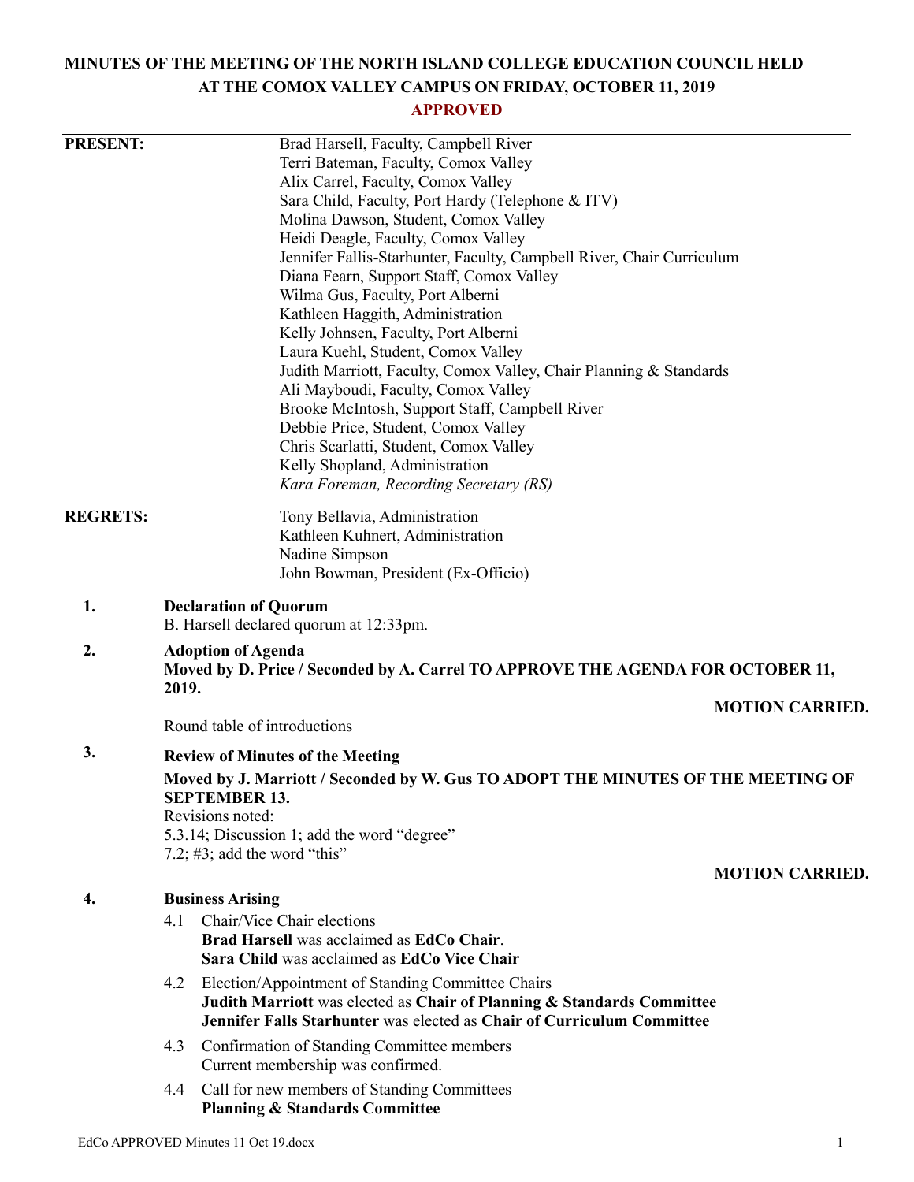# MINUTES OF THE MEETING OF THE NORTH ISLAND COLLEGE EDUCATION COUNCIL HELD AT THE COMOX VALLEY CAMPUS ON FRIDAY, OCTOBER 11, 2019

**APPROVED**

**PRESENT:**

Brad Harsell, Faculty, Campbell River
Terri Bateman, Faculty, Comox Valley
Alix Carrel, Faculty, Comox Valley
Sara Child, Faculty, Port Hardy (Telephone & ITV)
Molina Dawson, Student, Comox Valley
Heidi Deagle, Faculty, Comox Valley
Jennifer Fallis-Starhunter, Faculty, Campbell River, Chair Curriculum
Diana Fearn, Support Staff, Comox Valley
Wilma Gus, Faculty, Port Alberni
Kathleen Haggith, Administration
Kelly Johnsen, Faculty, Port Alberni
Laura Kuehl, Student, Comox Valley
Judith Marriott, Faculty, Comox Valley, Chair Planning & Standards
Ali Mayboudi, Faculty, Comox Valley
Brooke McIntosh, Support Staff, Campbell River
Debbie Price, Student, Comox Valley
Chris Scarlatti, Student, Comox Valley
Kelly Shopland, Administration
*Kara Foreman, Recording Secretary (RS)*

**REGRETS:**

Tony Bellavia, Administration
Kathleen Kuhnert, Administration
Nadine Simpson
John Bowman, President (Ex-Officio)

**1. Declaration of Quorum**

B. Harsell declared quorum at 12:33pm.

**2. Adoption of Agenda**

**Moved by D. Price / Seconded by A. Carrel TO APPROVE THE AGENDA FOR OCTOBER 11, 2019.**

**MOTION CARRIED.**

Round table of introductions

**3. Review of Minutes of the Meeting**

**Moved by J. Marriott / Seconded by W. Gus TO ADOPT THE MINUTES OF THE MEETING OF SEPTEMBER 13.**

Revisions noted:
5.3.14; Discussion 1; add the word "degree"
7.2; #3; add the word "this"

**MOTION CARRIED.**

**4. Business Arising**

4.1 Chair/Vice Chair elections
**Brad Harsell** was acclaimed as **EdCo Chair**.
**Sara Child** was acclaimed as **EdCo Vice Chair**

4.2 Election/Appointment of Standing Committee Chairs
**Judith Marriott** was elected as **Chair of Planning & Standards Committee**
**Jennifer Falls Starhunter** was elected as **Chair of Curriculum Committee**

4.3 Confirmation of Standing Committee members
Current membership was confirmed.

4.4 Call for new members of Standing Committees
**Planning & Standards Committee**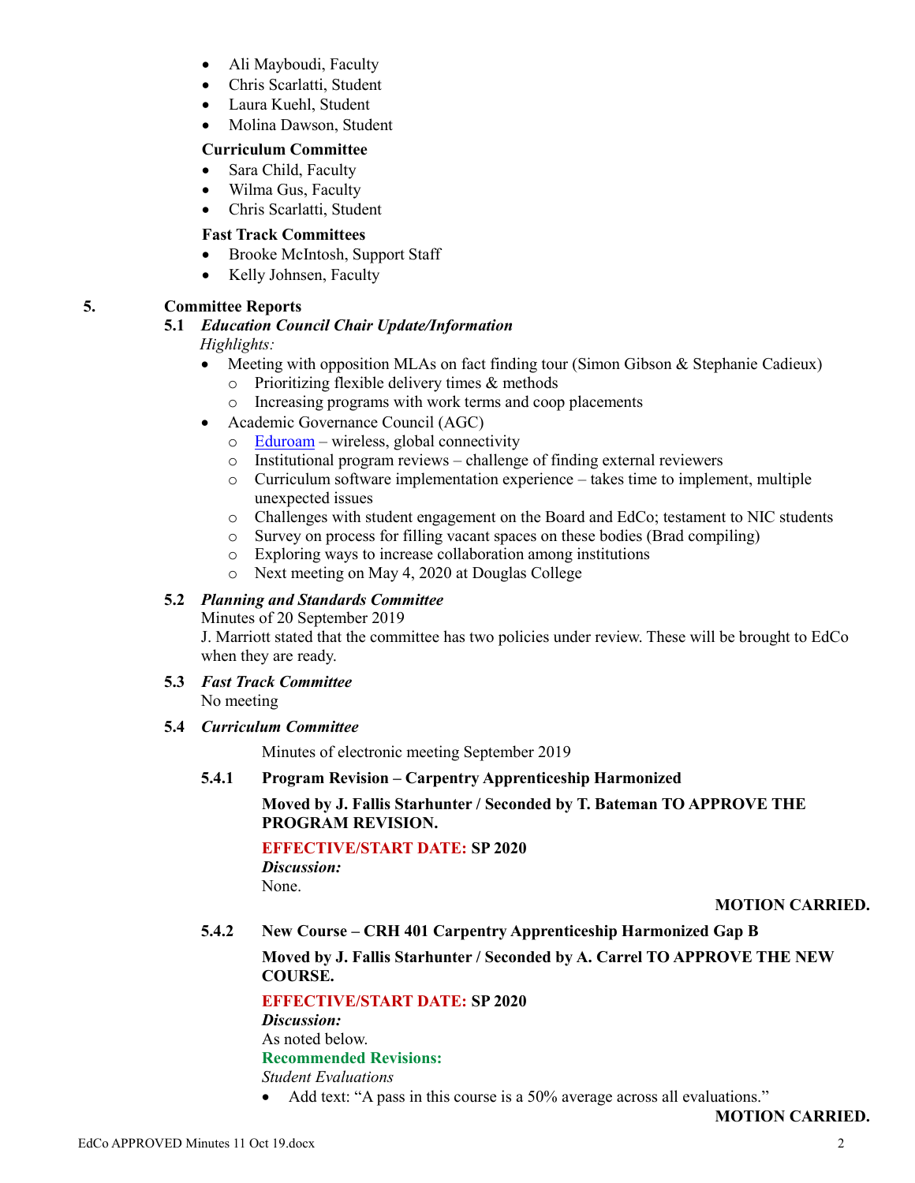- Ali Mayboudi, Faculty
- Chris Scarlatti, Student
- Laura Kuehl, Student
- Molina Dawson, Student

**Curriculum Committee**

- Sara Child, Faculty
- Wilma Gus, Faculty
- Chris Scarlatti, Student

**Fast Track Committees**

- Brooke McIntosh, Support Staff
- Kelly Johnsen, Faculty

## 5. Committee Reports

### 5.1 *Education Council Chair Update/Information*

*Highlights:*

- Meeting with opposition MLAs on fact finding tour (Simon Gibson & Stephanie Cadieux)
  - Prioritizing flexible delivery times & methods
  - Increasing programs with work terms and coop placements
- Academic Governance Council (AGC)
  - Eduroam – wireless, global connectivity
  - Institutional program reviews – challenge of finding external reviewers
  - Curriculum software implementation experience – takes time to implement, multiple unexpected issues
  - Challenges with student engagement on the Board and EdCo; testament to NIC students
  - Survey on process for filling vacant spaces on these bodies (Brad compiling)
  - Exploring ways to increase collaboration among institutions
  - Next meeting on May 4, 2020 at Douglas College

### 5.2 *Planning and Standards Committee*

Minutes of 20 September 2019

J. Marriott stated that the committee has two policies under review. These will be brought to EdCo when they are ready.

### 5.3 *Fast Track Committee*

No meeting

### 5.4 *Curriculum Committee*

Minutes of electronic meeting September 2019

#### 5.4.1 Program Revision – Carpentry Apprenticeship Harmonized

**Moved by J. Fallis Starhunter / Seconded by T. Bateman TO APPROVE THE PROGRAM REVISION.**

**EFFECTIVE/START DATE: SP 2020**

***Discussion:***

None.

**MOTION CARRIED.**

#### 5.4.2 New Course – CRH 401 Carpentry Apprenticeship Harmonized Gap B

**Moved by J. Fallis Starhunter / Seconded by A. Carrel TO APPROVE THE NEW COURSE.**

**EFFECTIVE/START DATE: SP 2020**

***Discussion:***

As noted below.

**Recommended Revisions:**

*Student Evaluations*

- Add text: "A pass in this course is a 50% average across all evaluations."

**MOTION CARRIED.**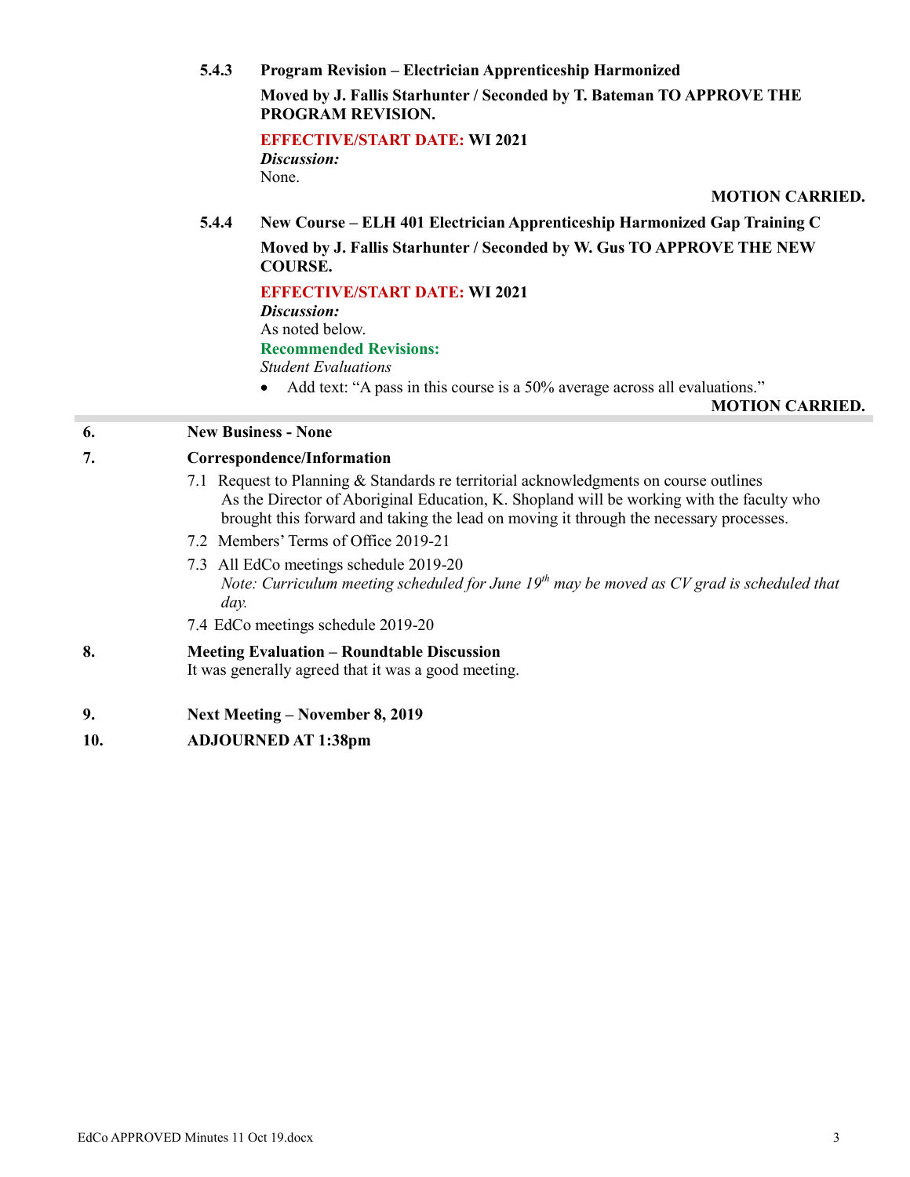**5.4.3 Program Revision – Electrician Apprenticeship Harmonized**

**Moved by J. Fallis Starhunter / Seconded by T. Bateman TO APPROVE THE PROGRAM REVISION.**

**EFFECTIVE/START DATE: WI 2021**
*Discussion:*
None.

**MOTION CARRIED.**

**5.4.4 New Course – ELH 401 Electrician Apprenticeship Harmonized Gap Training C**

**Moved by J. Fallis Starhunter / Seconded by W. Gus TO APPROVE THE NEW COURSE.**

**EFFECTIVE/START DATE: WI 2021**
*Discussion:*
As noted below.
**Recommended Revisions:**
*Student Evaluations*

- Add text: "A pass in this course is a 50% average across all evaluations."

**MOTION CARRIED.**

**6. New Business - None**

**7. Correspondence/Information**

7.1 Request to Planning & Standards re territorial acknowledgments on course outlines
As the Director of Aboriginal Education, K. Shopland will be working with the faculty who brought this forward and taking the lead on moving it through the necessary processes.

7.2 Members' Terms of Office 2019-21

7.3 All EdCo meetings schedule 2019-20
*Note: Curriculum meeting scheduled for June 19th may be moved as CV grad is scheduled that day.*

7.4 EdCo meetings schedule 2019-20

**8. Meeting Evaluation – Roundtable Discussion**
It was generally agreed that it was a good meeting.

**9. Next Meeting – November 8, 2019**

**10. ADJOURNED AT 1:38pm**